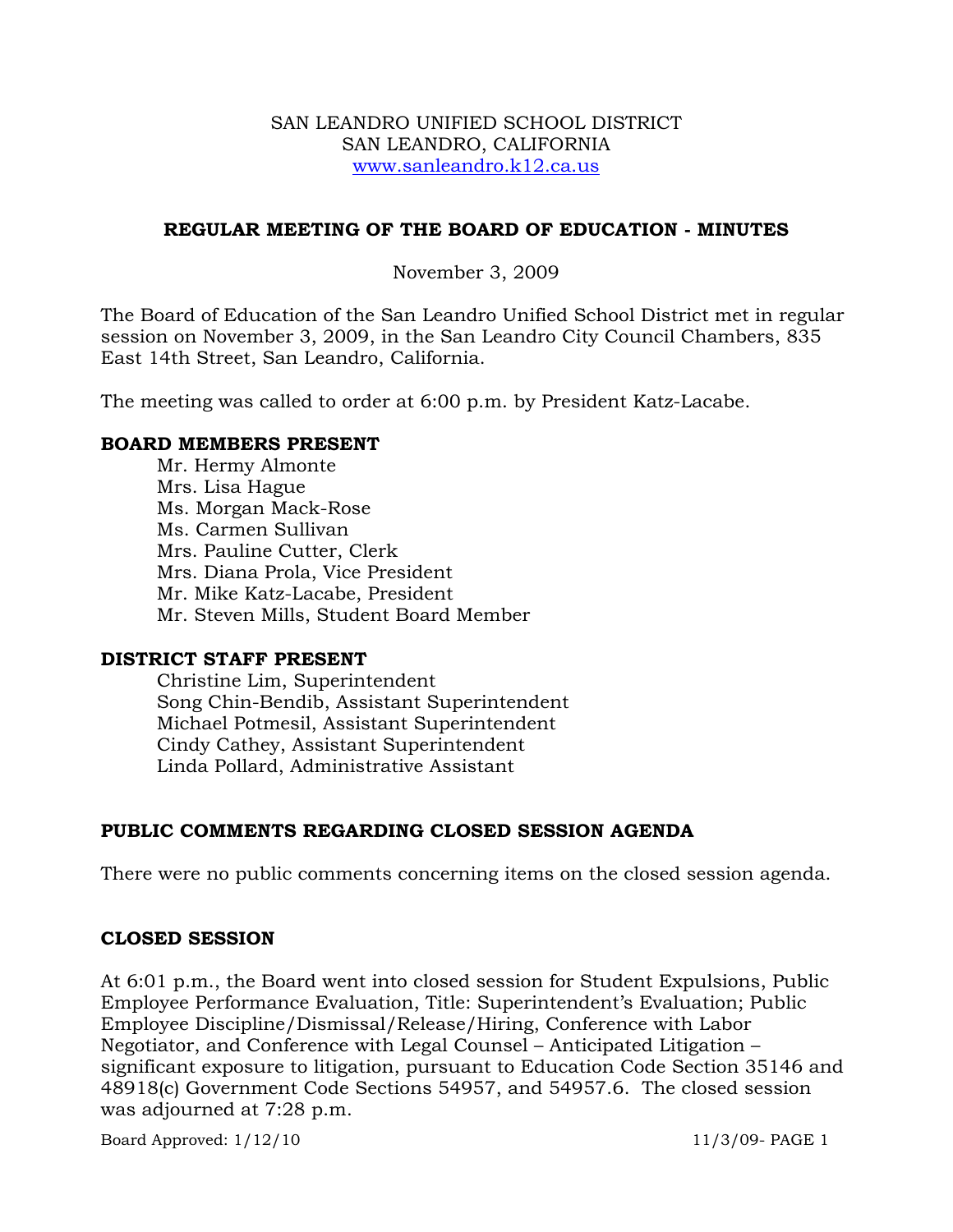SAN LEANDRO UNIFIED SCHOOL DISTRICT
SAN LEANDRO, CALIFORNIA
www.sanleandro.k12.ca.us

## REGULAR MEETING OF THE BOARD OF EDUCATION - MINUTES

November 3, 2009

The Board of Education of the San Leandro Unified School District met in regular session on November 3, 2009, in the San Leandro City Council Chambers, 835 East 14th Street, San Leandro, California.

The meeting was called to order at 6:00 p.m. by President Katz-Lacabe.

### BOARD MEMBERS PRESENT

Mr. Hermy Almonte
Mrs. Lisa Hague
Ms. Morgan Mack-Rose
Ms. Carmen Sullivan
Mrs. Pauline Cutter, Clerk
Mrs. Diana Prola, Vice President
Mr. Mike Katz-Lacabe, President
Mr. Steven Mills, Student Board Member

### DISTRICT STAFF PRESENT

Christine Lim, Superintendent
Song Chin-Bendib, Assistant Superintendent
Michael Potmesil, Assistant Superintendent
Cindy Cathey, Assistant Superintendent
Linda Pollard, Administrative Assistant

### PUBLIC COMMENTS REGARDING CLOSED SESSION AGENDA

There were no public comments concerning items on the closed session agenda.

### CLOSED SESSION

At 6:01 p.m., the Board went into closed session for Student Expulsions, Public Employee Performance Evaluation, Title: Superintendent's Evaluation; Public Employee Discipline/Dismissal/Release/Hiring, Conference with Labor Negotiator, and Conference with Legal Counsel – Anticipated Litigation – significant exposure to litigation, pursuant to Education Code Section 35146 and 48918(c) Government Code Sections 54957, and 54957.6. The closed session was adjourned at 7:28 p.m.

Board Approved: 1/12/10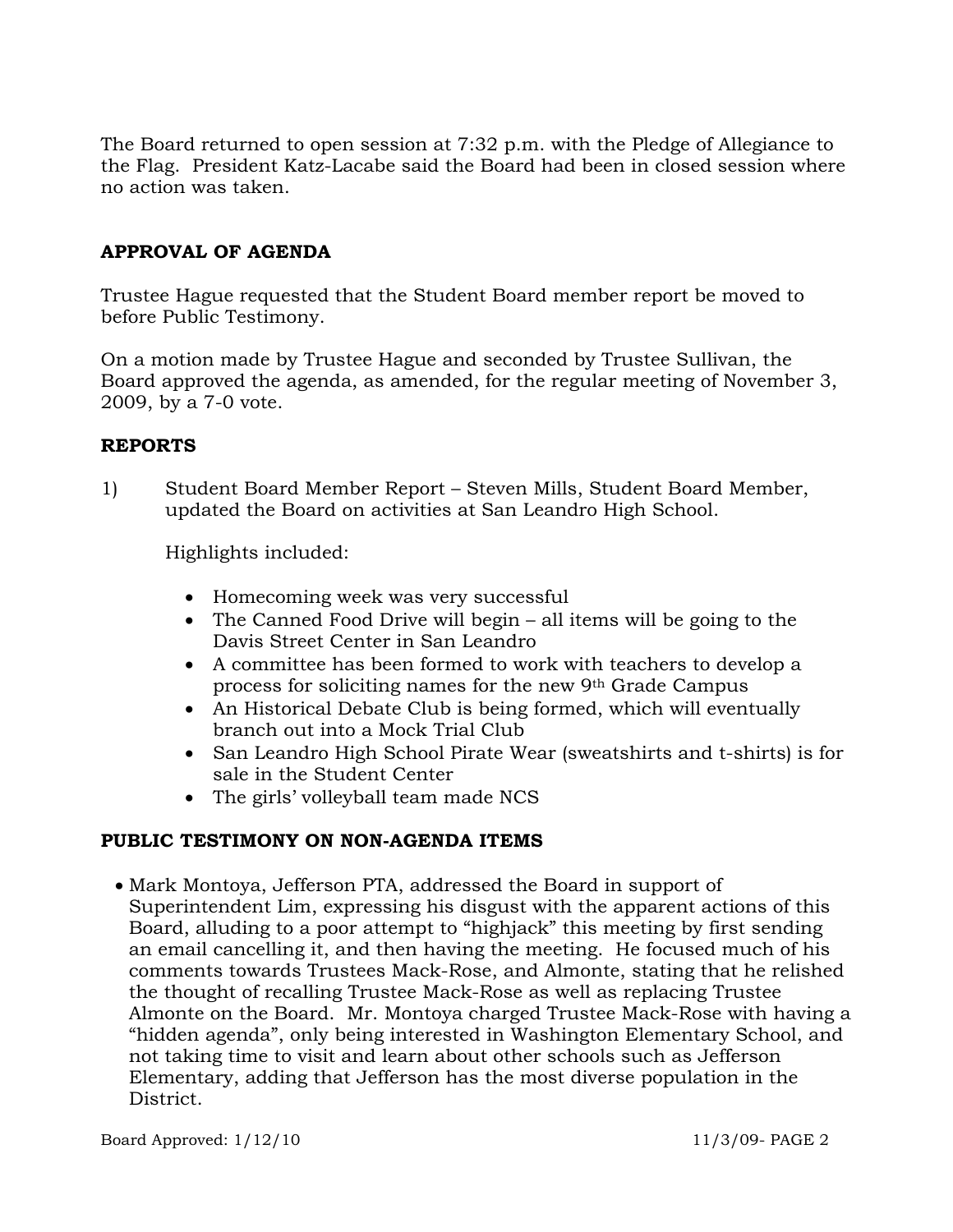The Board returned to open session at 7:32 p.m. with the Pledge of Allegiance to the Flag. President Katz-Lacabe said the Board had been in closed session where no action was taken.

## APPROVAL OF AGENDA

Trustee Hague requested that the Student Board member report be moved to before Public Testimony.

On a motion made by Trustee Hague and seconded by Trustee Sullivan, the Board approved the agenda, as amended, for the regular meeting of November 3, 2009, by a 7-0 vote.

## REPORTS

1) Student Board Member Report – Steven Mills, Student Board Member, updated the Board on activities at San Leandro High School.

   Highlights included:

   - Homecoming week was very successful
   - The Canned Food Drive will begin – all items will be going to the Davis Street Center in San Leandro
   - A committee has been formed to work with teachers to develop a process for soliciting names for the new 9th Grade Campus
   - An Historical Debate Club is being formed, which will eventually branch out into a Mock Trial Club
   - San Leandro High School Pirate Wear (sweatshirts and t-shirts) is for sale in the Student Center
   - The girls' volleyball team made NCS

## PUBLIC TESTIMONY ON NON-AGENDA ITEMS

- Mark Montoya, Jefferson PTA, addressed the Board in support of Superintendent Lim, expressing his disgust with the apparent actions of this Board, alluding to a poor attempt to "highjack" this meeting by first sending an email cancelling it, and then having the meeting. He focused much of his comments towards Trustees Mack-Rose, and Almonte, stating that he relished the thought of recalling Trustee Mack-Rose as well as replacing Trustee Almonte on the Board. Mr. Montoya charged Trustee Mack-Rose with having a "hidden agenda", only being interested in Washington Elementary School, and not taking time to visit and learn about other schools such as Jefferson Elementary, adding that Jefferson has the most diverse population in the District.

Board Approved: 1/12/10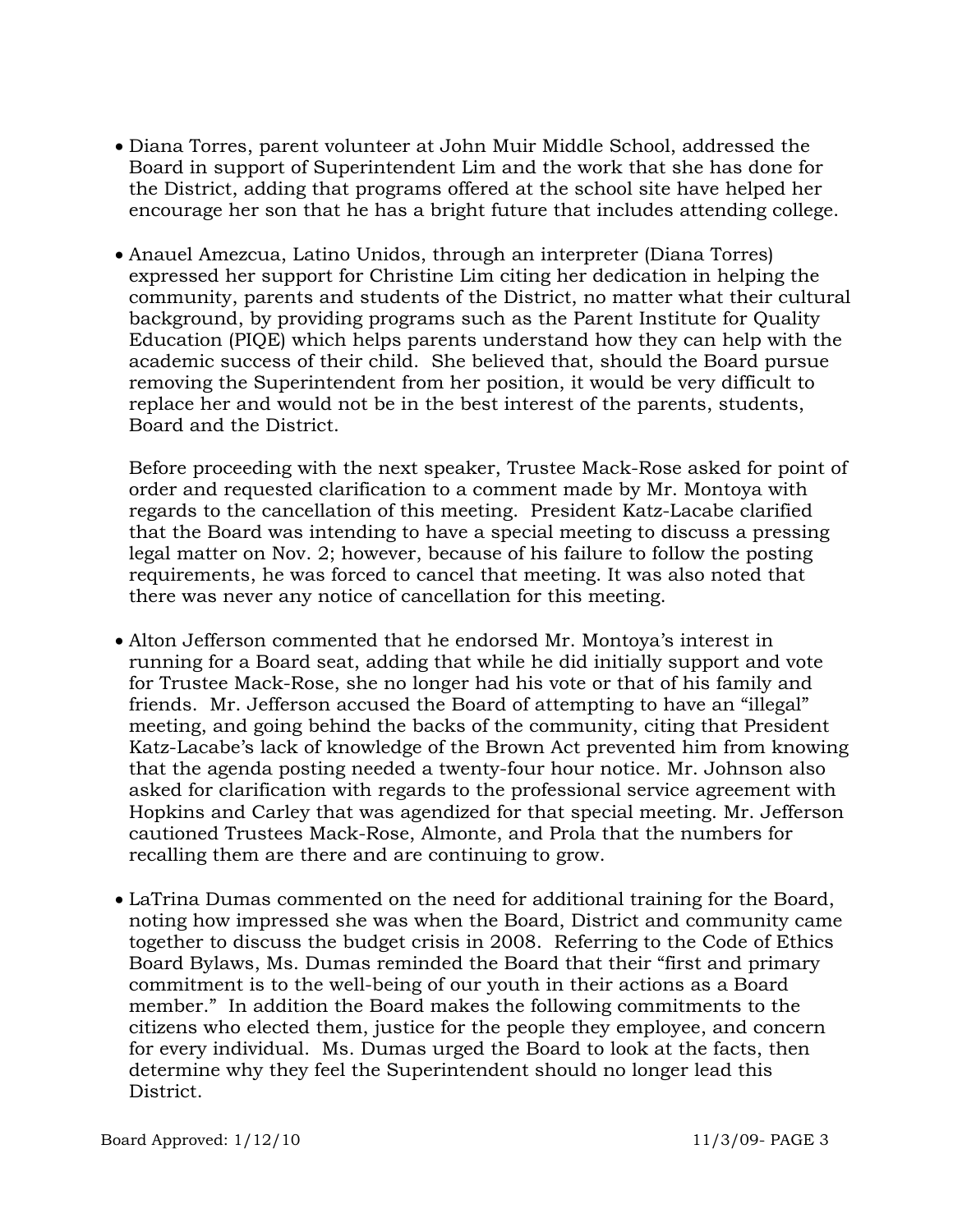- Diana Torres, parent volunteer at John Muir Middle School, addressed the Board in support of Superintendent Lim and the work that she has done for the District, adding that programs offered at the school site have helped her encourage her son that he has a bright future that includes attending college.

- Anauel Amezcua, Latino Unidos, through an interpreter (Diana Torres) expressed her support for Christine Lim citing her dedication in helping the community, parents and students of the District, no matter what their cultural background, by providing programs such as the Parent Institute for Quality Education (PIQE) which helps parents understand how they can help with the academic success of their child. She believed that, should the Board pursue removing the Superintendent from her position, it would be very difficult to replace her and would not be in the best interest of the parents, students, Board and the District.

  Before proceeding with the next speaker, Trustee Mack-Rose asked for point of order and requested clarification to a comment made by Mr. Montoya with regards to the cancellation of this meeting. President Katz-Lacabe clarified that the Board was intending to have a special meeting to discuss a pressing legal matter on Nov. 2; however, because of his failure to follow the posting requirements, he was forced to cancel that meeting. It was also noted that there was never any notice of cancellation for this meeting.

- Alton Jefferson commented that he endorsed Mr. Montoya's interest in running for a Board seat, adding that while he did initially support and vote for Trustee Mack-Rose, she no longer had his vote or that of his family and friends. Mr. Jefferson accused the Board of attempting to have an "illegal" meeting, and going behind the backs of the community, citing that President Katz-Lacabe's lack of knowledge of the Brown Act prevented him from knowing that the agenda posting needed a twenty-four hour notice. Mr. Johnson also asked for clarification with regards to the professional service agreement with Hopkins and Carley that was agendized for that special meeting. Mr. Jefferson cautioned Trustees Mack-Rose, Almonte, and Prola that the numbers for recalling them are there and are continuing to grow.

- LaTrina Dumas commented on the need for additional training for the Board, noting how impressed she was when the Board, District and community came together to discuss the budget crisis in 2008. Referring to the Code of Ethics Board Bylaws, Ms. Dumas reminded the Board that their "first and primary commitment is to the well-being of our youth in their actions as a Board member." In addition the Board makes the following commitments to the citizens who elected them, justice for the people they employee, and concern for every individual. Ms. Dumas urged the Board to look at the facts, then determine why they feel the Superintendent should no longer lead this District.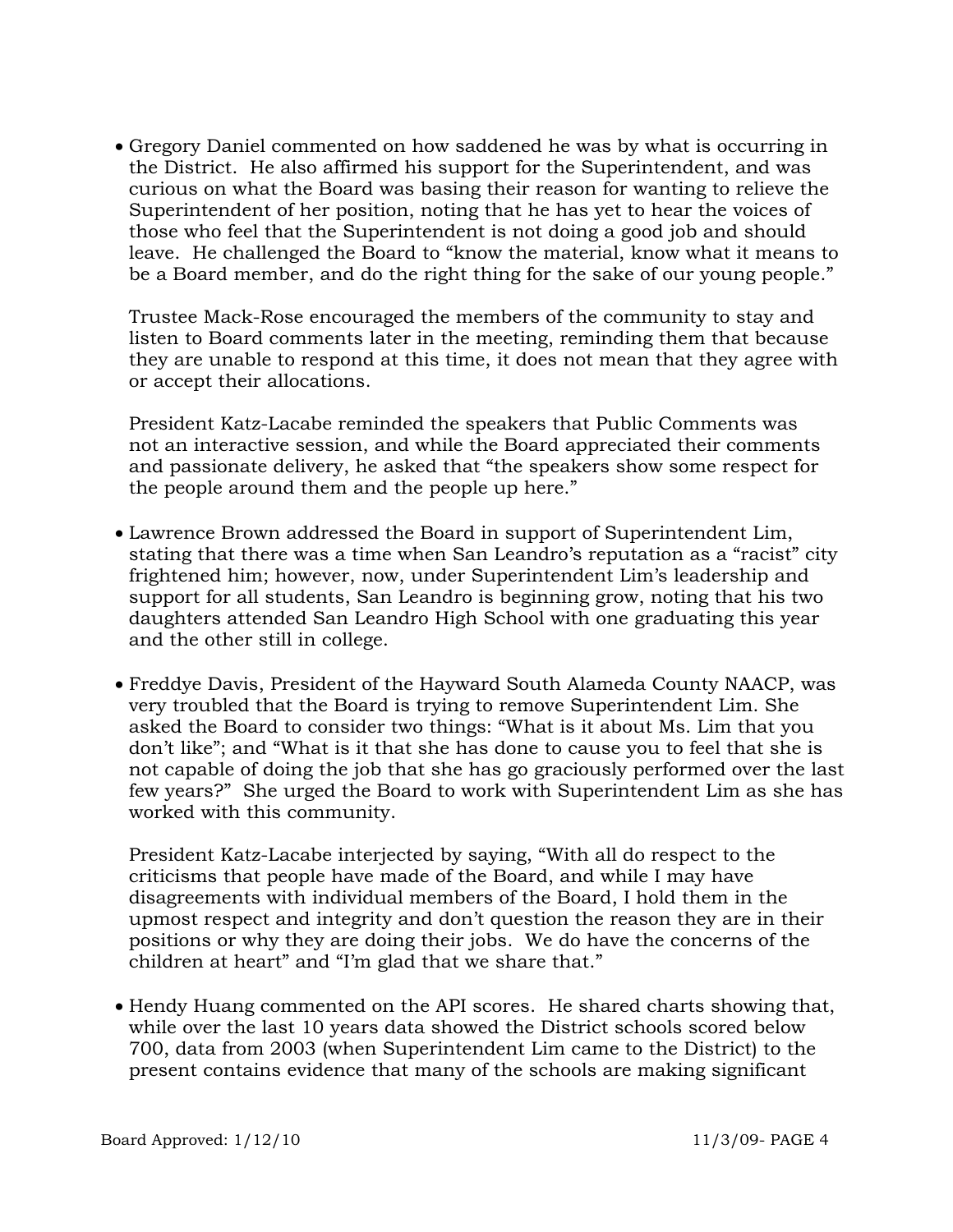- Gregory Daniel commented on how saddened he was by what is occurring in the District. He also affirmed his support for the Superintendent, and was curious on what the Board was basing their reason for wanting to relieve the Superintendent of her position, noting that he has yet to hear the voices of those who feel that the Superintendent is not doing a good job and should leave. He challenged the Board to "know the material, know what it means to be a Board member, and do the right thing for the sake of our young people."

  Trustee Mack-Rose encouraged the members of the community to stay and listen to Board comments later in the meeting, reminding them that because they are unable to respond at this time, it does not mean that they agree with or accept their allocations.

  President Katz-Lacabe reminded the speakers that Public Comments was not an interactive session, and while the Board appreciated their comments and passionate delivery, he asked that "the speakers show some respect for the people around them and the people up here."

- Lawrence Brown addressed the Board in support of Superintendent Lim, stating that there was a time when San Leandro's reputation as a "racist" city frightened him; however, now, under Superintendent Lim's leadership and support for all students, San Leandro is beginning grow, noting that his two daughters attended San Leandro High School with one graduating this year and the other still in college.

- Freddye Davis, President of the Hayward South Alameda County NAACP, was very troubled that the Board is trying to remove Superintendent Lim. She asked the Board to consider two things: "What is it about Ms. Lim that you don't like"; and "What is it that she has done to cause you to feel that she is not capable of doing the job that she has go graciously performed over the last few years?" She urged the Board to work with Superintendent Lim as she has worked with this community.

  President Katz-Lacabe interjected by saying, "With all do respect to the criticisms that people have made of the Board, and while I may have disagreements with individual members of the Board, I hold them in the upmost respect and integrity and don't question the reason they are in their positions or why they are doing their jobs. We do have the concerns of the children at heart" and "I'm glad that we share that."

- Hendy Huang commented on the API scores. He shared charts showing that, while over the last 10 years data showed the District schools scored below 700, data from 2003 (when Superintendent Lim came to the District) to the present contains evidence that many of the schools are making significant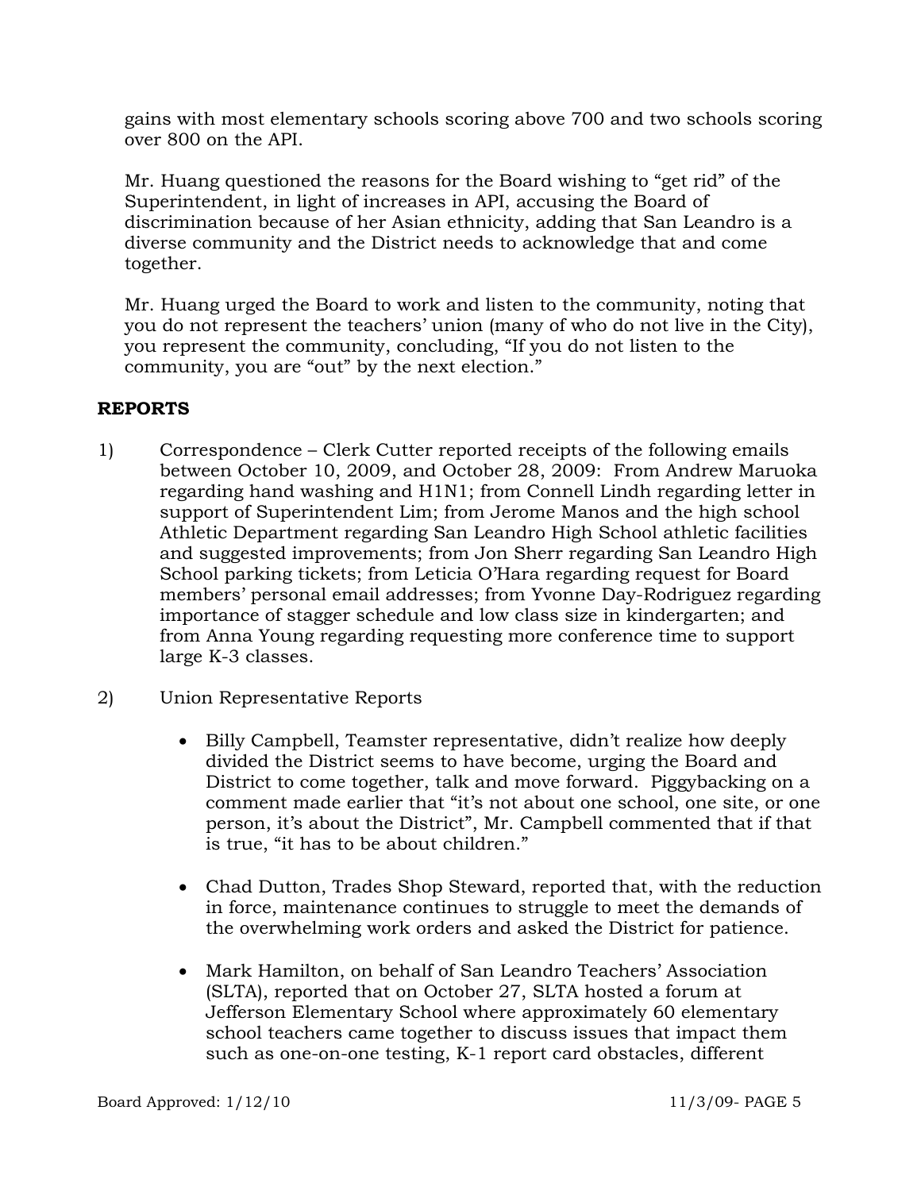gains with most elementary schools scoring above 700 and two schools scoring over 800 on the API.

Mr. Huang questioned the reasons for the Board wishing to "get rid" of the Superintendent, in light of increases in API, accusing the Board of discrimination because of her Asian ethnicity, adding that San Leandro is a diverse community and the District needs to acknowledge that and come together.

Mr. Huang urged the Board to work and listen to the community, noting that you do not represent the teachers' union (many of who do not live in the City), you represent the community, concluding, "If you do not listen to the community, you are "out" by the next election."

## REPORTS

1) Correspondence – Clerk Cutter reported receipts of the following emails between October 10, 2009, and October 28, 2009: From Andrew Maruoka regarding hand washing and H1N1; from Connell Lindh regarding letter in support of Superintendent Lim; from Jerome Manos and the high school Athletic Department regarding San Leandro High School athletic facilities and suggested improvements; from Jon Sherr regarding San Leandro High School parking tickets; from Leticia O'Hara regarding request for Board members' personal email addresses; from Yvonne Day-Rodriguez regarding importance of stagger schedule and low class size in kindergarten; and from Anna Young regarding requesting more conference time to support large K-3 classes.

2) Union Representative Reports

   - Billy Campbell, Teamster representative, didn't realize how deeply divided the District seems to have become, urging the Board and District to come together, talk and move forward. Piggybacking on a comment made earlier that "it's not about one school, one site, or one person, it's about the District", Mr. Campbell commented that if that is true, "it has to be about children."

   - Chad Dutton, Trades Shop Steward, reported that, with the reduction in force, maintenance continues to struggle to meet the demands of the overwhelming work orders and asked the District for patience.

   - Mark Hamilton, on behalf of San Leandro Teachers' Association (SLTA), reported that on October 27, SLTA hosted a forum at Jefferson Elementary School where approximately 60 elementary school teachers came together to discuss issues that impact them such as one-on-one testing, K-1 report card obstacles, different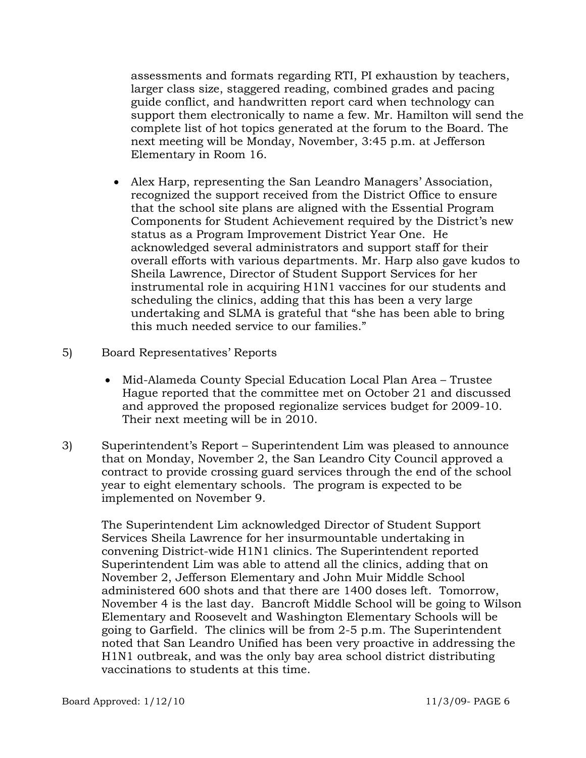assessments and formats regarding RTI, PI exhaustion by teachers, larger class size, staggered reading, combined grades and pacing guide conflict, and handwritten report card when technology can support them electronically to name a few. Mr. Hamilton will send the complete list of hot topics generated at the forum to the Board. The next meeting will be Monday, November, 3:45 p.m. at Jefferson Elementary in Room 16.

- Alex Harp, representing the San Leandro Managers' Association, recognized the support received from the District Office to ensure that the school site plans are aligned with the Essential Program Components for Student Achievement required by the District's new status as a Program Improvement District Year One. He acknowledged several administrators and support staff for their overall efforts with various departments. Mr. Harp also gave kudos to Sheila Lawrence, Director of Student Support Services for her instrumental role in acquiring H1N1 vaccines for our students and scheduling the clinics, adding that this has been a very large undertaking and SLMA is grateful that "she has been able to bring this much needed service to our families."

5) Board Representatives' Reports

- Mid-Alameda County Special Education Local Plan Area – Trustee Hague reported that the committee met on October 21 and discussed and approved the proposed regionalize services budget for 2009-10. Their next meeting will be in 2010.

3) Superintendent's Report – Superintendent Lim was pleased to announce that on Monday, November 2, the San Leandro City Council approved a contract to provide crossing guard services through the end of the school year to eight elementary schools. The program is expected to be implemented on November 9.

The Superintendent Lim acknowledged Director of Student Support Services Sheila Lawrence for her insurmountable undertaking in convening District-wide H1N1 clinics. The Superintendent reported Superintendent Lim was able to attend all the clinics, adding that on November 2, Jefferson Elementary and John Muir Middle School administered 600 shots and that there are 1400 doses left. Tomorrow, November 4 is the last day. Bancroft Middle School will be going to Wilson Elementary and Roosevelt and Washington Elementary Schools will be going to Garfield. The clinics will be from 2-5 p.m. The Superintendent noted that San Leandro Unified has been very proactive in addressing the H1N1 outbreak, and was the only bay area school district distributing vaccinations to students at this time.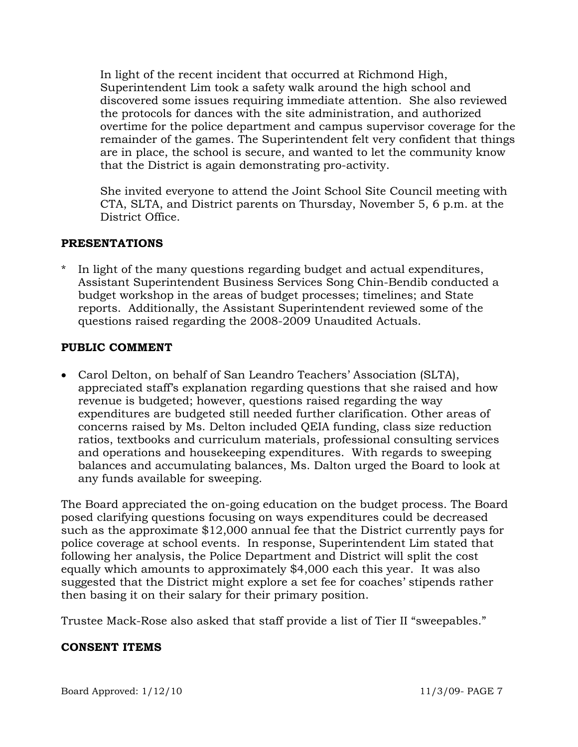In light of the recent incident that occurred at Richmond High, Superintendent Lim took a safety walk around the high school and discovered some issues requiring immediate attention. She also reviewed the protocols for dances with the site administration, and authorized overtime for the police department and campus supervisor coverage for the remainder of the games. The Superintendent felt very confident that things are in place, the school is secure, and wanted to let the community know that the District is again demonstrating pro-activity.

She invited everyone to attend the Joint School Site Council meeting with CTA, SLTA, and District parents on Thursday, November 5, 6 p.m. at the District Office.

## PRESENTATIONS

* In light of the many questions regarding budget and actual expenditures, Assistant Superintendent Business Services Song Chin-Bendib conducted a budget workshop in the areas of budget processes; timelines; and State reports. Additionally, the Assistant Superintendent reviewed some of the questions raised regarding the 2008-2009 Unaudited Actuals.

## PUBLIC COMMENT

- Carol Delton, on behalf of San Leandro Teachers' Association (SLTA), appreciated staff's explanation regarding questions that she raised and how revenue is budgeted; however, questions raised regarding the way expenditures are budgeted still needed further clarification. Other areas of concerns raised by Ms. Delton included QEIA funding, class size reduction ratios, textbooks and curriculum materials, professional consulting services and operations and housekeeping expenditures. With regards to sweeping balances and accumulating balances, Ms. Dalton urged the Board to look at any funds available for sweeping.

The Board appreciated the on-going education on the budget process. The Board posed clarifying questions focusing on ways expenditures could be decreased such as the approximate $12,000 annual fee that the District currently pays for police coverage at school events. In response, Superintendent Lim stated that following her analysis, the Police Department and District will split the cost equally which amounts to approximately $4,000 each this year. It was also suggested that the District might explore a set fee for coaches' stipends rather then basing it on their salary for their primary position.

Trustee Mack-Rose also asked that staff provide a list of Tier II "sweepables."

## CONSENT ITEMS

Board Approved: 1/12/10 11/3/09- PAGE 7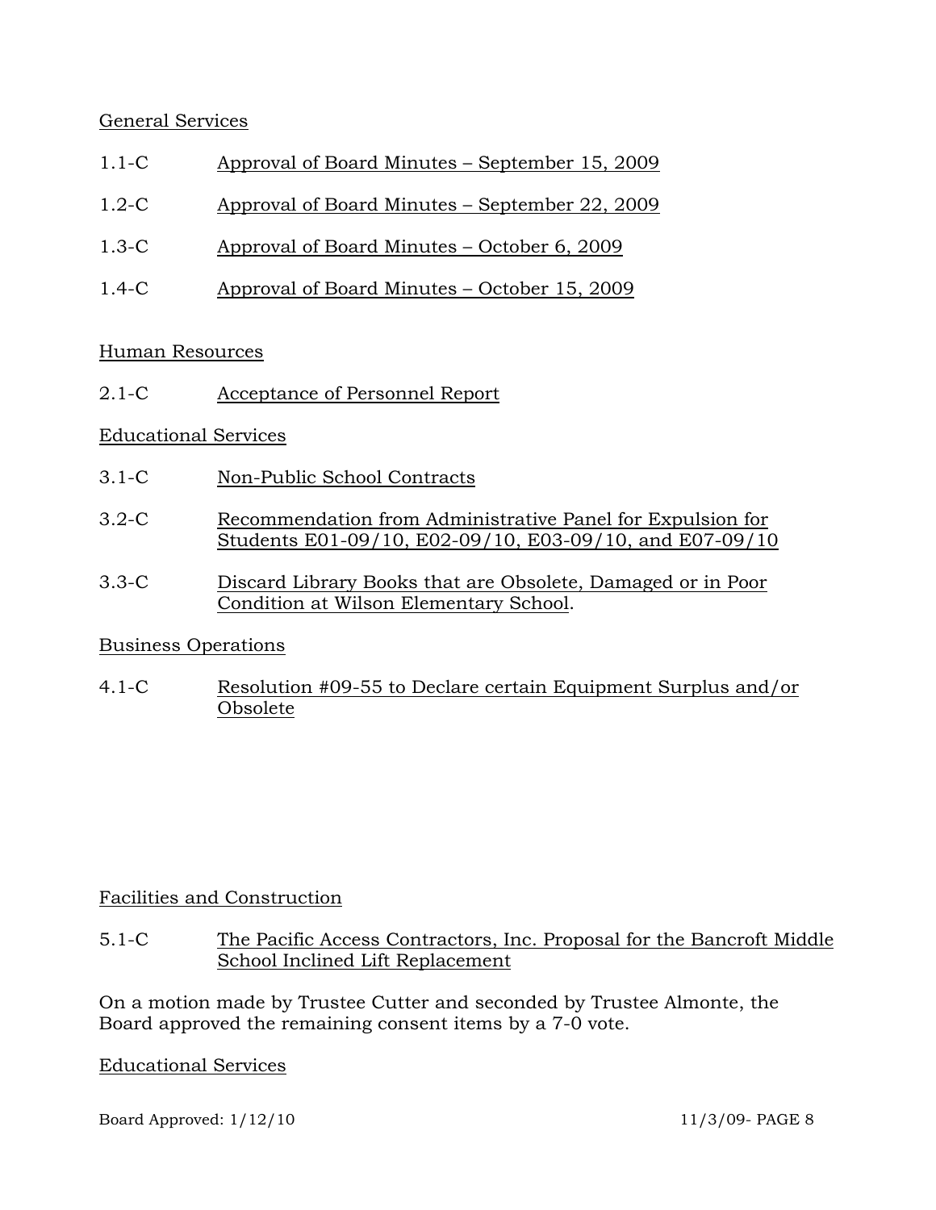General Services

1.1-C Approval of Board Minutes – September 15, 2009

1.2-C Approval of Board Minutes – September 22, 2009

1.3-C Approval of Board Minutes – October 6, 2009

1.4-C Approval of Board Minutes – October 15, 2009

Human Resources

2.1-C Acceptance of Personnel Report

Educational Services

3.1-C Non-Public School Contracts

3.2-C Recommendation from Administrative Panel for Expulsion for Students E01-09/10, E02-09/10, E03-09/10, and E07-09/10

3.3-C Discard Library Books that are Obsolete, Damaged or in Poor Condition at Wilson Elementary School.

Business Operations

4.1-C Resolution #09-55 to Declare certain Equipment Surplus and/or Obsolete

Facilities and Construction

5.1-C The Pacific Access Contractors, Inc. Proposal for the Bancroft Middle School Inclined Lift Replacement

On a motion made by Trustee Cutter and seconded by Trustee Almonte, the Board approved the remaining consent items by a 7-0 vote.

Educational Services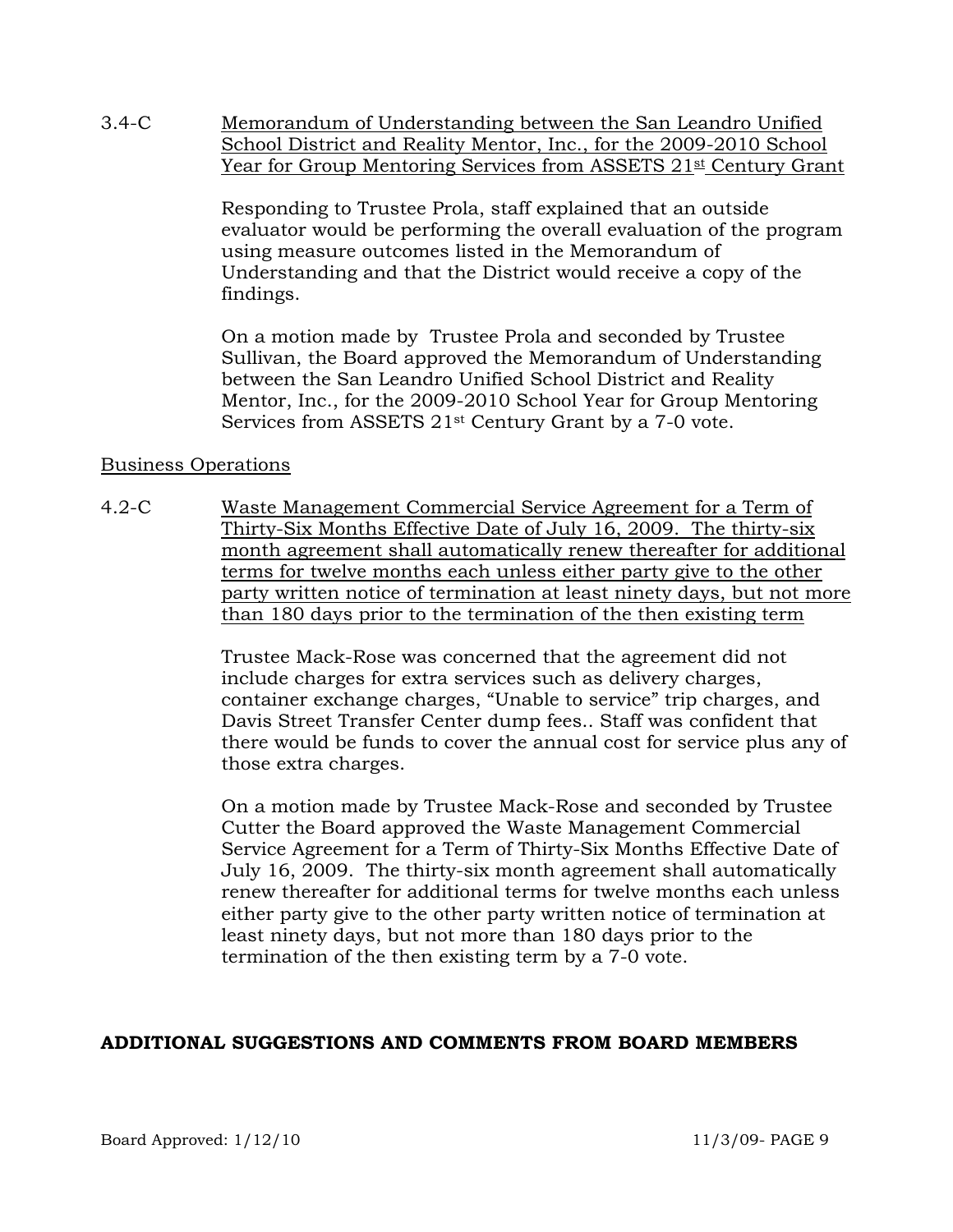3.4-C Memorandum of Understanding between the San Leandro Unified School District and Reality Mentor, Inc., for the 2009-2010 School Year for Group Mentoring Services from ASSETS 21st Century Grant

Responding to Trustee Prola, staff explained that an outside evaluator would be performing the overall evaluation of the program using measure outcomes listed in the Memorandum of Understanding and that the District would receive a copy of the findings.

On a motion made by Trustee Prola and seconded by Trustee Sullivan, the Board approved the Memorandum of Understanding between the San Leandro Unified School District and Reality Mentor, Inc., for the 2009-2010 School Year for Group Mentoring Services from ASSETS 21st Century Grant by a 7-0 vote.

Business Operations

4.2-C Waste Management Commercial Service Agreement for a Term of Thirty-Six Months Effective Date of July 16, 2009. The thirty-six month agreement shall automatically renew thereafter for additional terms for twelve months each unless either party give to the other party written notice of termination at least ninety days, but not more than 180 days prior to the termination of the then existing term

Trustee Mack-Rose was concerned that the agreement did not include charges for extra services such as delivery charges, container exchange charges, "Unable to service" trip charges, and Davis Street Transfer Center dump fees.. Staff was confident that there would be funds to cover the annual cost for service plus any of those extra charges.

On a motion made by Trustee Mack-Rose and seconded by Trustee Cutter the Board approved the Waste Management Commercial Service Agreement for a Term of Thirty-Six Months Effective Date of July 16, 2009. The thirty-six month agreement shall automatically renew thereafter for additional terms for twelve months each unless either party give to the other party written notice of termination at least ninety days, but not more than 180 days prior to the termination of the then existing term by a 7-0 vote.

**ADDITIONAL SUGGESTIONS AND COMMENTS FROM BOARD MEMBERS**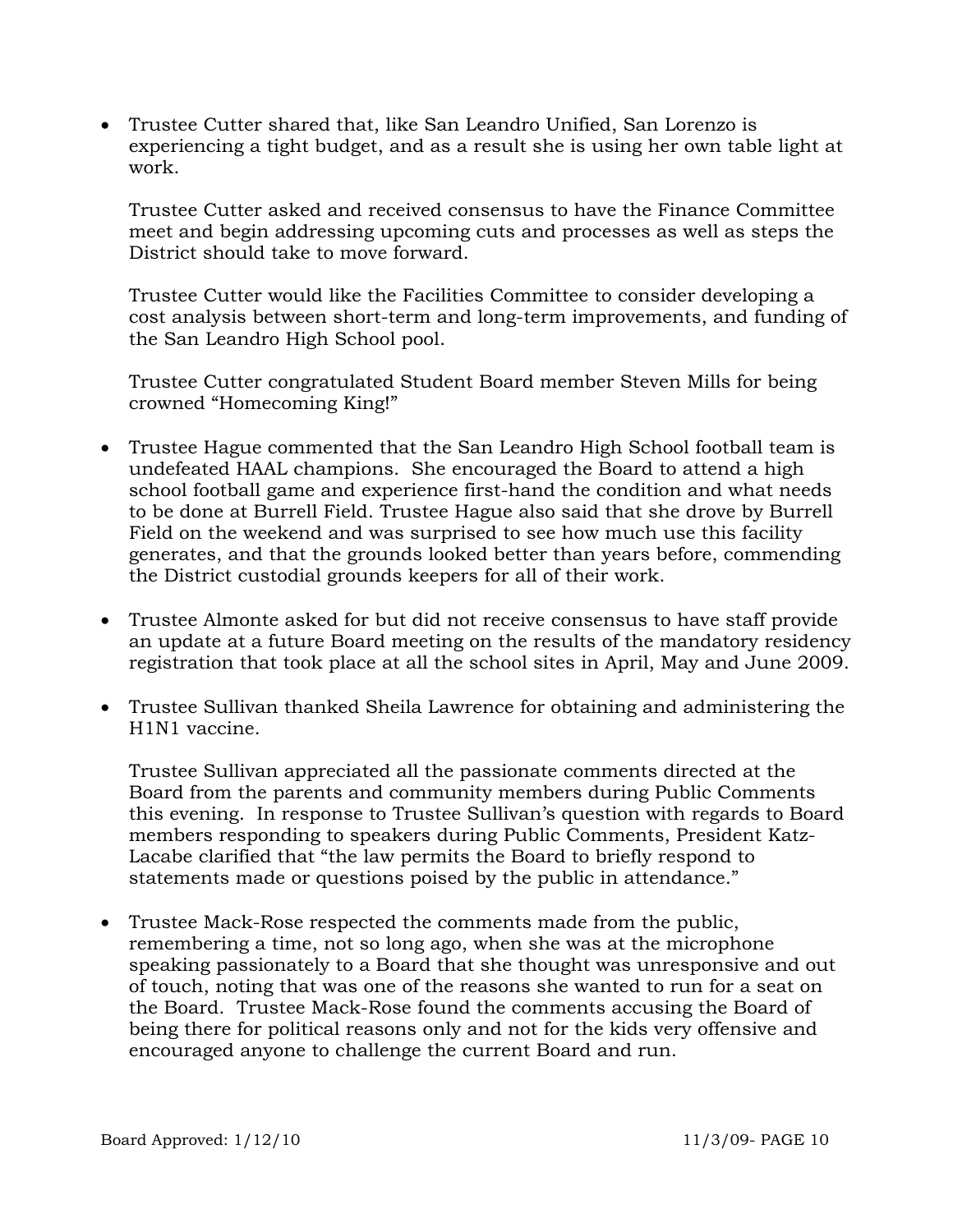- Trustee Cutter shared that, like San Leandro Unified, San Lorenzo is experiencing a tight budget, and as a result she is using her own table light at work.

  Trustee Cutter asked and received consensus to have the Finance Committee meet and begin addressing upcoming cuts and processes as well as steps the District should take to move forward.

  Trustee Cutter would like the Facilities Committee to consider developing a cost analysis between short-term and long-term improvements, and funding of the San Leandro High School pool.

  Trustee Cutter congratulated Student Board member Steven Mills for being crowned "Homecoming King!"

- Trustee Hague commented that the San Leandro High School football team is undefeated HAAL champions. She encouraged the Board to attend a high school football game and experience first-hand the condition and what needs to be done at Burrell Field. Trustee Hague also said that she drove by Burrell Field on the weekend and was surprised to see how much use this facility generates, and that the grounds looked better than years before, commending the District custodial grounds keepers for all of their work.

- Trustee Almonte asked for but did not receive consensus to have staff provide an update at a future Board meeting on the results of the mandatory residency registration that took place at all the school sites in April, May and June 2009.

- Trustee Sullivan thanked Sheila Lawrence for obtaining and administering the H1N1 vaccine.

  Trustee Sullivan appreciated all the passionate comments directed at the Board from the parents and community members during Public Comments this evening. In response to Trustee Sullivan's question with regards to Board members responding to speakers during Public Comments, President Katz-Lacabe clarified that "the law permits the Board to briefly respond to statements made or questions poised by the public in attendance."

- Trustee Mack-Rose respected the comments made from the public, remembering a time, not so long ago, when she was at the microphone speaking passionately to a Board that she thought was unresponsive and out of touch, noting that was one of the reasons she wanted to run for a seat on the Board. Trustee Mack-Rose found the comments accusing the Board of being there for political reasons only and not for the kids very offensive and encouraged anyone to challenge the current Board and run.

Board Approved: 1/12/10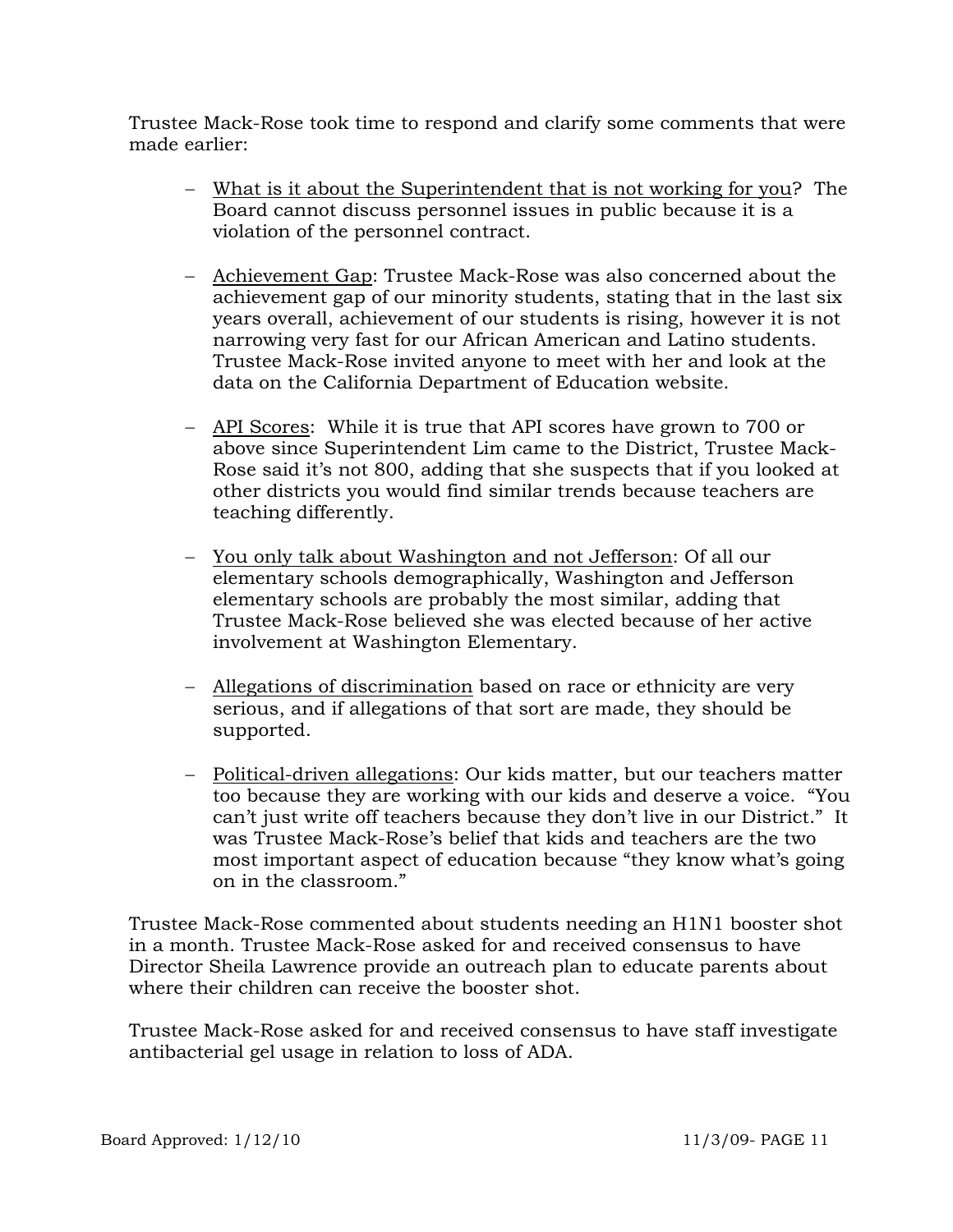Trustee Mack-Rose took time to respond and clarify some comments that were made earlier:

- What is it about the Superintendent that is not working for you? The Board cannot discuss personnel issues in public because it is a violation of the personnel contract.

- Achievement Gap: Trustee Mack-Rose was also concerned about the achievement gap of our minority students, stating that in the last six years overall, achievement of our students is rising, however it is not narrowing very fast for our African American and Latino students. Trustee Mack-Rose invited anyone to meet with her and look at the data on the California Department of Education website.

- API Scores: While it is true that API scores have grown to 700 or above since Superintendent Lim came to the District, Trustee Mack-Rose said it's not 800, adding that she suspects that if you looked at other districts you would find similar trends because teachers are teaching differently.

- You only talk about Washington and not Jefferson: Of all our elementary schools demographically, Washington and Jefferson elementary schools are probably the most similar, adding that Trustee Mack-Rose believed she was elected because of her active involvement at Washington Elementary.

- Allegations of discrimination based on race or ethnicity are very serious, and if allegations of that sort are made, they should be supported.

- Political-driven allegations: Our kids matter, but our teachers matter too because they are working with our kids and deserve a voice. "You can't just write off teachers because they don't live in our District." It was Trustee Mack-Rose's belief that kids and teachers are the two most important aspect of education because "they know what's going on in the classroom."

Trustee Mack-Rose commented about students needing an H1N1 booster shot in a month. Trustee Mack-Rose asked for and received consensus to have Director Sheila Lawrence provide an outreach plan to educate parents about where their children can receive the booster shot.

Trustee Mack-Rose asked for and received consensus to have staff investigate antibacterial gel usage in relation to loss of ADA.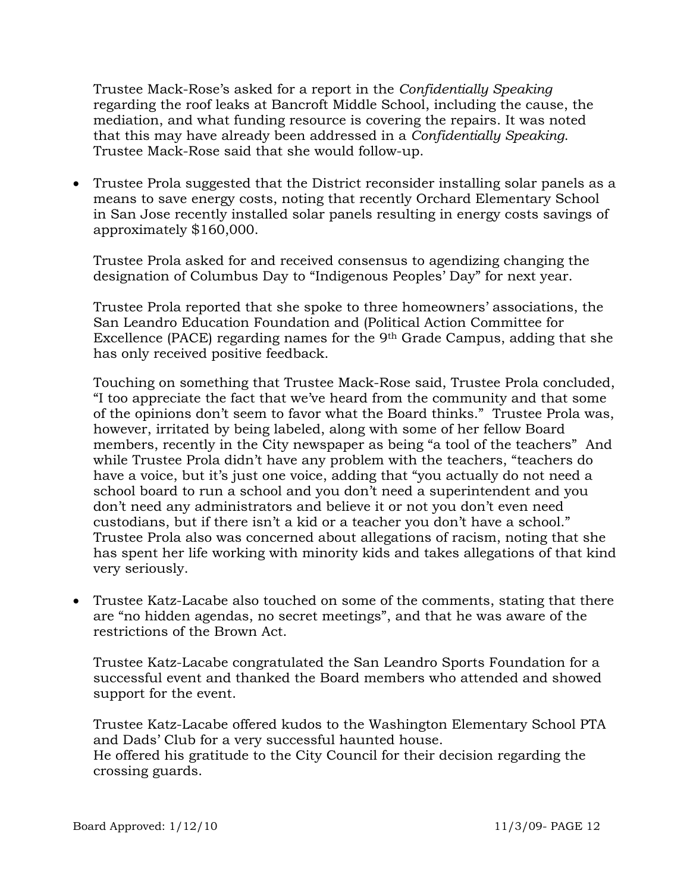Trustee Mack-Rose's asked for a report in the *Confidentially Speaking* regarding the roof leaks at Bancroft Middle School, including the cause, the mediation, and what funding resource is covering the repairs. It was noted that this may have already been addressed in a *Confidentially Speaking*. Trustee Mack-Rose said that she would follow-up.

- Trustee Prola suggested that the District reconsider installing solar panels as a means to save energy costs, noting that recently Orchard Elementary School in San Jose recently installed solar panels resulting in energy costs savings of approximately $160,000.

  Trustee Prola asked for and received consensus to agendizing changing the designation of Columbus Day to "Indigenous Peoples' Day" for next year.

  Trustee Prola reported that she spoke to three homeowners' associations, the San Leandro Education Foundation and (Political Action Committee for Excellence (PACE) regarding names for the 9th Grade Campus, adding that she has only received positive feedback.

  Touching on something that Trustee Mack-Rose said, Trustee Prola concluded, "I too appreciate the fact that we've heard from the community and that some of the opinions don't seem to favor what the Board thinks." Trustee Prola was, however, irritated by being labeled, along with some of her fellow Board members, recently in the City newspaper as being "a tool of the teachers" And while Trustee Prola didn't have any problem with the teachers, "teachers do have a voice, but it's just one voice, adding that "you actually do not need a school board to run a school and you don't need a superintendent and you don't need any administrators and believe it or not you don't even need custodians, but if there isn't a kid or a teacher you don't have a school." Trustee Prola also was concerned about allegations of racism, noting that she has spent her life working with minority kids and takes allegations of that kind very seriously.

- Trustee Katz-Lacabe also touched on some of the comments, stating that there are "no hidden agendas, no secret meetings", and that he was aware of the restrictions of the Brown Act.

  Trustee Katz-Lacabe congratulated the San Leandro Sports Foundation for a successful event and thanked the Board members who attended and showed support for the event.

  Trustee Katz-Lacabe offered kudos to the Washington Elementary School PTA and Dads' Club for a very successful haunted house.
  He offered his gratitude to the City Council for their decision regarding the crossing guards.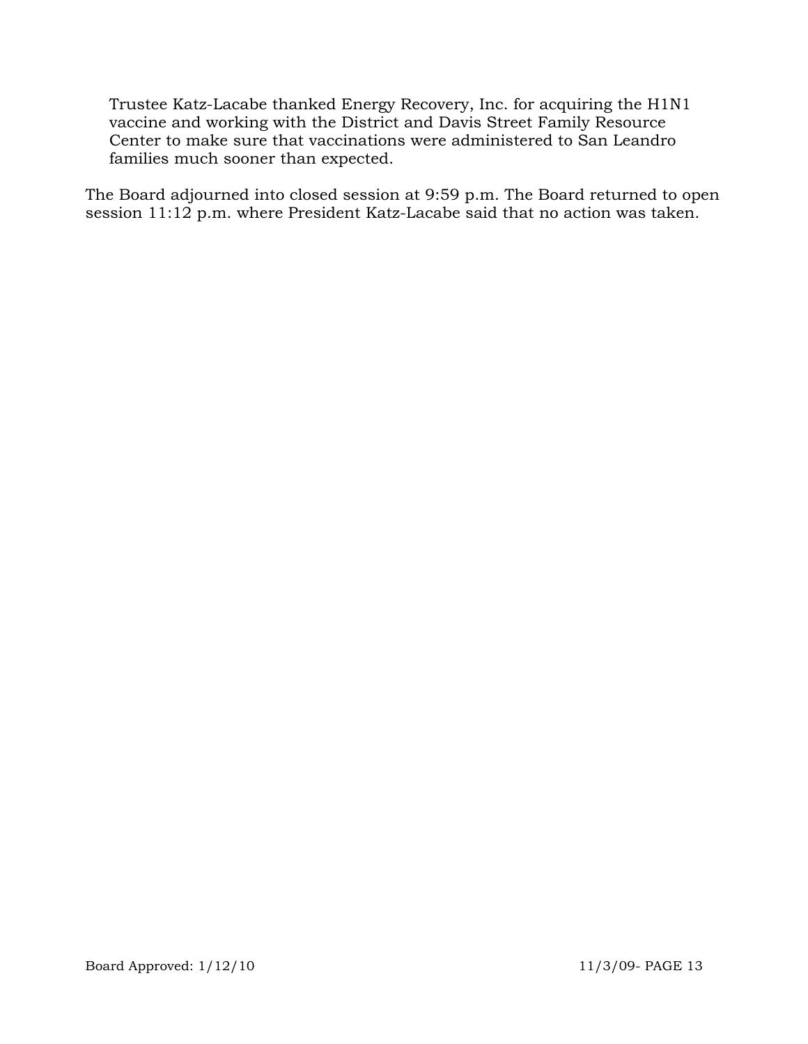Trustee Katz-Lacabe thanked Energy Recovery, Inc. for acquiring the H1N1 vaccine and working with the District and Davis Street Family Resource Center to make sure that vaccinations were administered to San Leandro families much sooner than expected.

The Board adjourned into closed session at 9:59 p.m. The Board returned to open session 11:12 p.m. where President Katz-Lacabe said that no action was taken.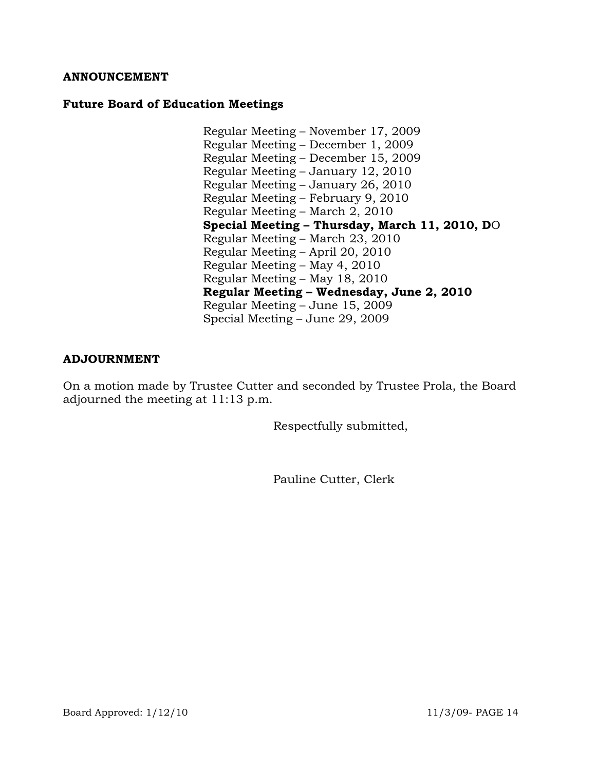**ANNOUNCEMENT**

**Future Board of Education Meetings**

Regular Meeting – November 17, 2009
Regular Meeting – December 1, 2009
Regular Meeting – December 15, 2009
Regular Meeting – January 12, 2010
Regular Meeting – January 26, 2010
Regular Meeting – February 9, 2010
Regular Meeting – March 2, 2010
**Special Meeting – Thursday, March 11, 2010, D**O
Regular Meeting – March 23, 2010
Regular Meeting – April 20, 2010
Regular Meeting – May 4, 2010
Regular Meeting – May 18, 2010
**Regular Meeting – Wednesday, June 2, 2010**
Regular Meeting – June 15, 2009
Special Meeting – June 29, 2009

**ADJOURNMENT**

On a motion made by Trustee Cutter and seconded by Trustee Prola, the Board adjourned the meeting at 11:13 p.m.

Respectfully submitted,

Pauline Cutter, Clerk

Board Approved: 1/12/10